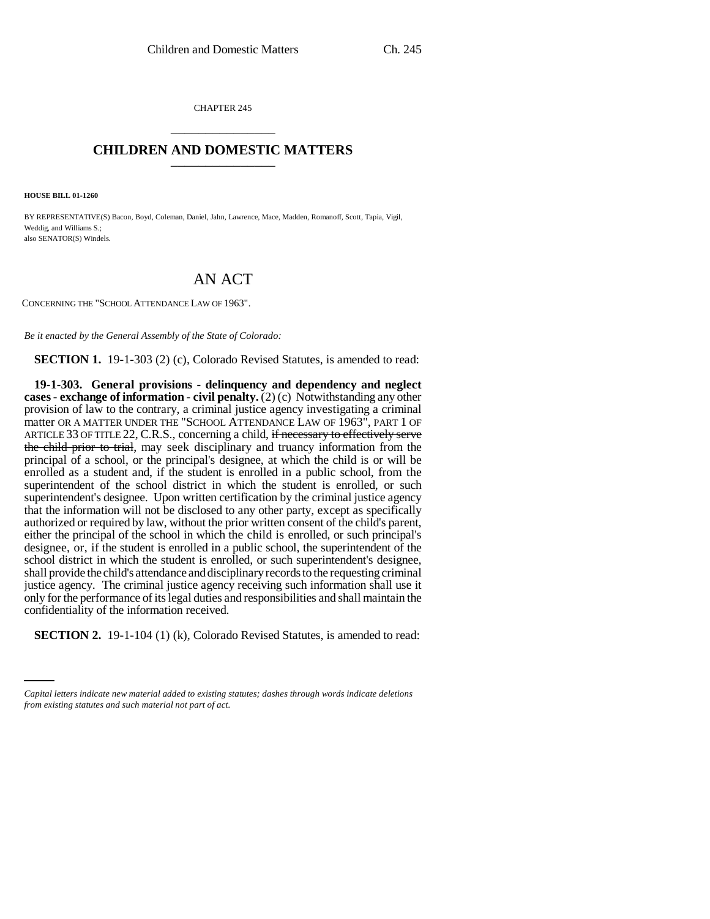CHAPTER 245

# CHILDREN AND DOMESTIC MATTERS

**HOUSE BILL 01-1260**

BY REPRESENTATIVE(S) Bacon, Boyd, Coleman, Daniel, Jahn, Lawrence, Mace, Madden, Romanoff, Scott, Tapia, Vigil, Weddig, and Williams S.;
also SENATOR(S) Windels.

## AN ACT

CONCERNING THE "SCHOOL ATTENDANCE LAW OF 1963".

*Be it enacted by the General Assembly of the State of Colorado:*

**SECTION 1.** 19-1-303 (2) (c), Colorado Revised Statutes, is amended to read:

**19-1-303. General provisions - delinquency and dependency and neglect cases - exchange of information - civil penalty.** (2) (c) Notwithstanding any other provision of law to the contrary, a criminal justice agency investigating a criminal matter OR A MATTER UNDER THE "SCHOOL ATTENDANCE LAW OF 1963", PART 1 OF ARTICLE 33 OF TITLE 22, C.R.S., concerning a child, ~~if necessary to effectively serve the child prior to trial~~, may seek disciplinary and truancy information from the principal of a school, or the principal's designee, at which the child is or will be enrolled as a student and, if the student is enrolled in a public school, from the superintendent of the school district in which the student is enrolled, or such superintendent's designee. Upon written certification by the criminal justice agency that the information will not be disclosed to any other party, except as specifically authorized or required by law, without the prior written consent of the child's parent, either the principal of the school in which the child is enrolled, or such principal's designee, or, if the student is enrolled in a public school, the superintendent of the school district in which the student is enrolled, or such superintendent's designee, shall provide the child's attendance and disciplinary records to the requesting criminal justice agency. The criminal justice agency receiving such information shall use it only for the performance of its legal duties and responsibilities and shall maintain the confidentiality of the information received.

**SECTION 2.** 19-1-104 (1) (k), Colorado Revised Statutes, is amended to read:

*Capital letters indicate new material added to existing statutes; dashes through words indicate deletions from existing statutes and such material not part of act.*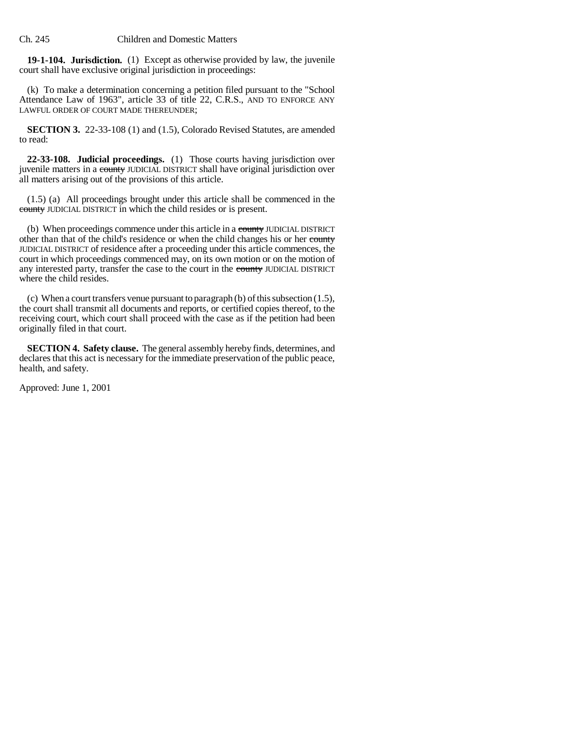**19-1-104. Jurisdiction.** (1) Except as otherwise provided by law, the juvenile court shall have exclusive original jurisdiction in proceedings:

(k) To make a determination concerning a petition filed pursuant to the "School Attendance Law of 1963", article 33 of title 22, C.R.S., AND TO ENFORCE ANY LAWFUL ORDER OF COURT MADE THEREUNDER;

**SECTION 3.** 22-33-108 (1) and (1.5), Colorado Revised Statutes, are amended to read:

**22-33-108. Judicial proceedings.** (1) Those courts having jurisdiction over juvenile matters in a ~~county~~ JUDICIAL DISTRICT shall have original jurisdiction over all matters arising out of the provisions of this article.

(1.5) (a) All proceedings brought under this article shall be commenced in the ~~county~~ JUDICIAL DISTRICT in which the child resides or is present.

(b) When proceedings commence under this article in a ~~county~~ JUDICIAL DISTRICT other than that of the child's residence or when the child changes his or her ~~county~~ JUDICIAL DISTRICT of residence after a proceeding under this article commences, the court in which proceedings commenced may, on its own motion or on the motion of any interested party, transfer the case to the court in the ~~county~~ JUDICIAL DISTRICT where the child resides.

(c) When a court transfers venue pursuant to paragraph (b) of this subsection (1.5), the court shall transmit all documents and reports, or certified copies thereof, to the receiving court, which court shall proceed with the case as if the petition had been originally filed in that court.

**SECTION 4. Safety clause.** The general assembly hereby finds, determines, and declares that this act is necessary for the immediate preservation of the public peace, health, and safety.

Approved: June 1, 2001